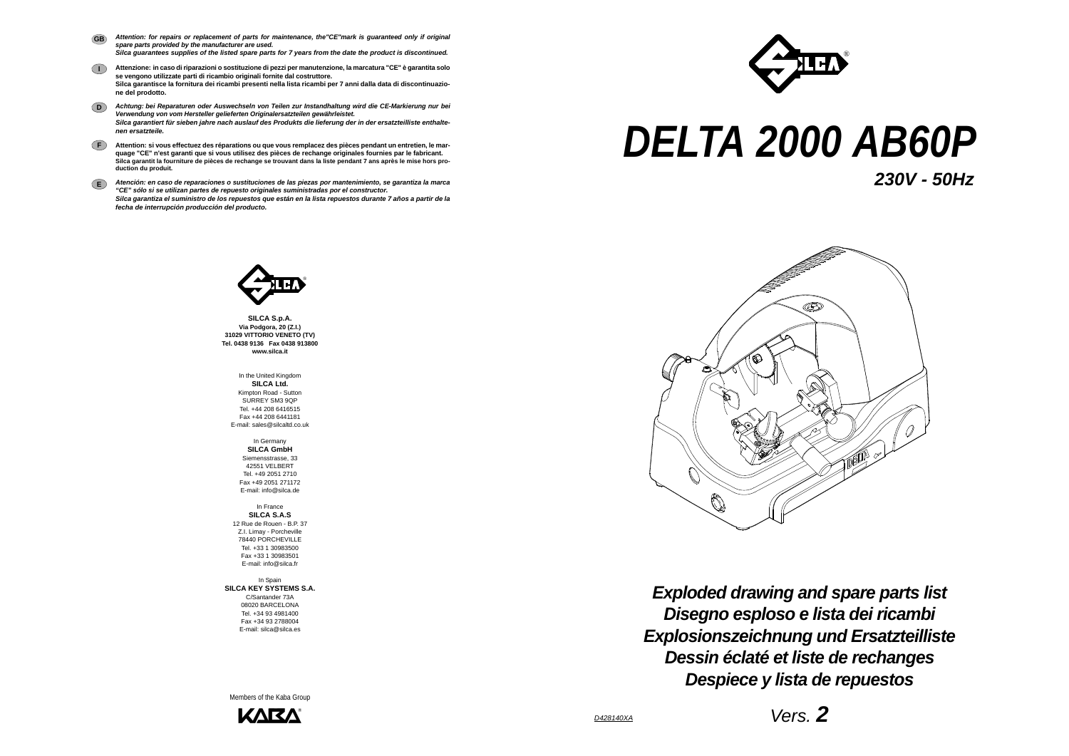**GB** *Attention: for repairs or replacement of parts for maintenance, the"CE"mark is guaranteed only if original spare parts provided by the manufacturer are used.*
*Silca guarantees supplies of the listed spare parts for 7 years from the date the product is discontinued.*

**I** **Attenzione: in caso di riparazioni o sostituzione di pezzi per manutenzione, la marcatura "CE" è garantita solo se vengono utilizzate parti di ricambio originali fornite dal costruttore.**
**Silca garantisce la fornitura dei ricambi presenti nella lista ricambi per 7 anni dalla data di discontinuazione del prodotto.**

**D** *Achtung: bei Reparaturen oder Auswechseln von Teilen zur Instandhaltung wird die CE-Markierung nur bei Verwendung von vom Hersteller gelieferten Originalersatzteilen gewährleistet.*
*Silca garantiert für sieben jahre nach auslauf des Produkts die lieferung der in der ersatzteilliste enthaltenen ersatzteile.*

**F** **Attention: si vous effectuez des réparations ou que vous remplacez des pièces pendant un entretien, le marquage "CE" n'est garanti que si vous utilisez des pièces de rechange originales fournies par le fabricant.**
**Silca garantit la fourniture de pièces de rechange se trouvant dans la liste pendant 7 ans après le mise hors production du produit.**

**E** *Atención: en caso de reparaciones o sustituciones de las piezas por mantenimiento, se garantiza la marca "CE" sólo si se utilizan partes de repuesto originales suministradas por el constructor.*
*Silca garantiza el suministro de los repuestos que están en la lista repuestos durante 7 años a partir de la fecha de interrupción producción del producto.*

# *DELTA 2000 AB60P*

## *230V - 50Hz*

**SILCA S.p.A.**
**Via Podgora, 20 (Z.I.)**
**31029 VITTORIO VENETO (TV)**
**Tel. 0438 9136 Fax 0438 913800**
**www.silca.it**

In the United Kingdom
**SILCA Ltd.**
Kimpton Road - Sutton
SURREY SM3 9QP
Tel. +44 208 6416515
Fax +44 208 6441181
E-mail: sales@silcaltd.co.uk

In Germany
**SILCA GmbH**
Siemensstrasse, 33
42551 VELBERT
Tel. +49 2051 2710
Fax +49 2051 271172
E-mail: info@silca.de

In France
**SILCA S.A.S**
12 Rue de Rouen - B.P. 37
Z.I. Limay - Porcheville
78440 PORCHEVILLE
Tel. +33 1 30983500
Fax +33 1 30983501
E-mail: info@silca.fr

In Spain
**SILCA KEY SYSTEMS S.A.**
C/Santander 73A
08020 BARCELONA
Tel. +34 93 4981400
Fax +34 93 2788004
E-mail: silca@silca.es

Members of the Kaba Group

## *Exploded drawing and spare parts list*
## *Disegno esploso e lista dei ricambi*
## *Explosionszeichnung und Ersatzteilliste*
## *Dessin éclaté et liste de rechanges*
## *Despiece y lista de repuestos*

D428140XA

*Vers.* **2**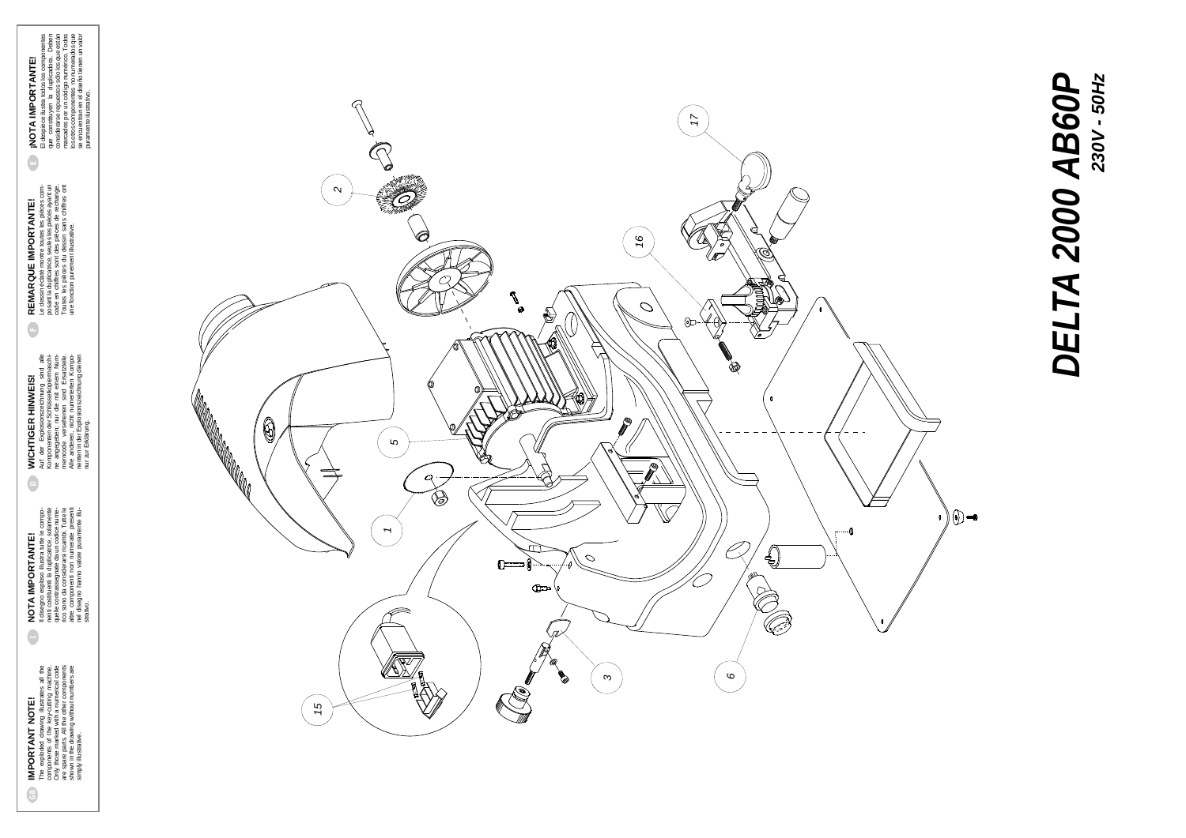**GB** **IMPORTANT NOTE!**
The exploded drawing illustrates all the components of the key-cutting machine. Only those marked with a numerical code are spare parts. All the other components shown in the drawing without numbers are simply illustrative.

**I** **NOTA IMPORTANTE!**
Il disegno esploso illustra tutte le componenti costituenti la duplicatrice: solamente quelle contrassegnate da un codice numerico sono da considerarsi ricambi. Tutte le altre componenti non numerate presenti nel disegno hanno valore puramente illustrativo.

**D** **WICHTIGER HINWEIS!**
Auf der Explosionszeichnung sind alle Komponenten der Schlüsselkopiermaschine angegeben; nur die mit einem Nummerncode versehenen sind Ersatzteile. Alle anderen, nicht numerierten Komponenten in der Explosionszeichnung dienen nur zur Erklärung.

**F** **REMARQUE IMPORTANTE!**
Le dessin éclaté montre toutes les pièces composant la duplicatrice, seules les pièces ayant un code en chiffres sont des pièces de rechange. Toutes les pièces du dessin sans chiffres ont une fonction purement illustrative.

**E** **¡NOTA IMPORTANTE!**
El despiece ilustra todos los componentes que constituyen la duplicadora. Deben considerarse repuestos sólo los que están marcados por un código numérico. Todos los otros componentes no numerados que se encuentran en el diseño tienen un valor puramente ilustrativo.

# DELTA 2000 AB60P

**230V - 50Hz**

1 2 3 5 6 15 16 17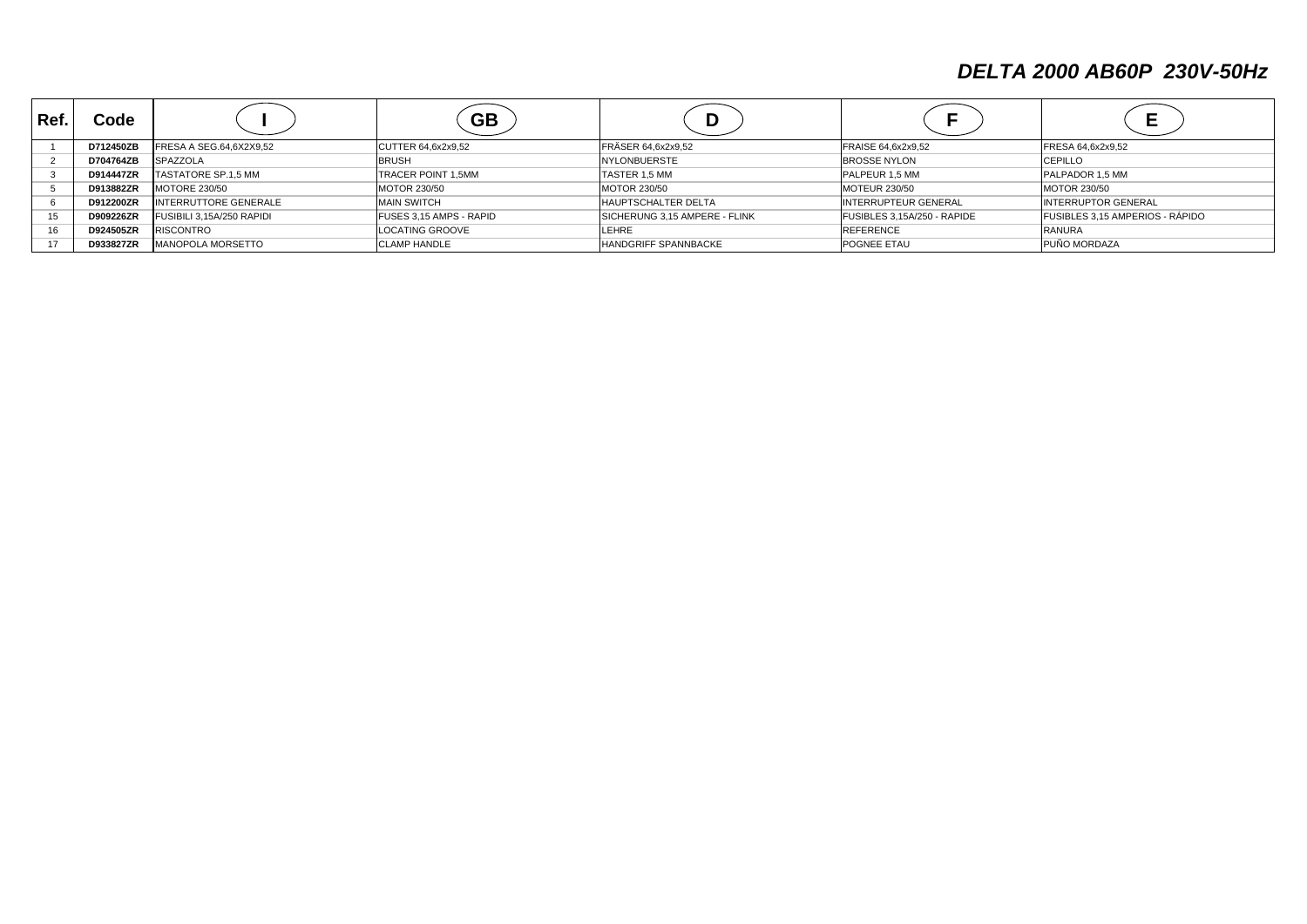## *DELTA 2000 AB60P 230V-50Hz*

| Ref. | Code | I | GB | D | F | E |
|---|---|---|---|---|---|---|
| 1 | **D712450ZB** | FRESA A SEG.64,6X2X9,52 | CUTTER 64,6x2x9,52 | FRÄSER 64,6x2x9,52 | FRAISE 64,6x2x9,52 | FRESA 64,6x2x9,52 |
| 2 | **D704764ZB** | SPAZZOLA | BRUSH | NYLONBUERSTE | BROSSE NYLON | CEPILLO |
| 3 | **D914447ZR** | TASTATORE SP.1,5 MM | TRACER POINT 1,5MM | TASTER 1,5 MM | PALPEUR 1,5 MM | PALPADOR 1,5 MM |
| 5 | **D913882ZR** | MOTORE 230/50 | MOTOR 230/50 | MOTOR 230/50 | MOTEUR 230/50 | MOTOR 230/50 |
| 6 | **D912200ZR** | INTERRUTTORE GENERALE | MAIN SWITCH | HAUPTSCHALTER DELTA | INTERRUPTEUR GENERAL | INTERRUPTOR GENERAL |
| 15 | **D909226ZR** | FUSIBILI 3,15A/250 RAPIDI | FUSES 3,15 AMPS - RAPID | SICHERUNG 3,15 AMPERE - FLINK | FUSIBLES 3,15A/250 - RAPIDE | FUSIBLES 3,15 AMPERIOS - RÁPIDO |
| 16 | **D924505ZR** | RISCONTRO | LOCATING GROOVE | LEHRE | REFERENCE | RANURA |
| 17 | **D933827ZR** | MANOPOLA MORSETTO | CLAMP HANDLE | HANDGRIFF SPANNBACKE | POGNEE ETAU | PUÑO MORDAZA |